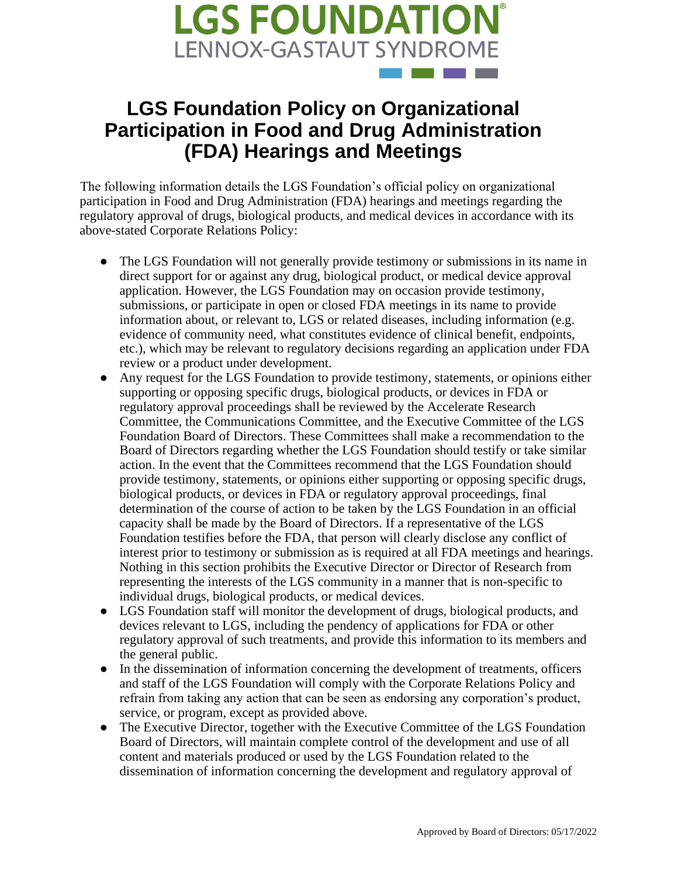# LGS FOUNDATION

LENNOX-GASTAUT SYNDROME

## LGS Foundation Policy on Organizational Participation in Food and Drug Administration (FDA) Hearings and Meetings

The following information details the LGS Foundation's official policy on organizational participation in Food and Drug Administration (FDA) hearings and meetings regarding the regulatory approval of drugs, biological products, and medical devices in accordance with its above-stated Corporate Relations Policy:

- The LGS Foundation will not generally provide testimony or submissions in its name in direct support for or against any drug, biological product, or medical device approval application. However, the LGS Foundation may on occasion provide testimony, submissions, or participate in open or closed FDA meetings in its name to provide information about, or relevant to, LGS or related diseases, including information (e.g. evidence of community need, what constitutes evidence of clinical benefit, endpoints, etc.), which may be relevant to regulatory decisions regarding an application under FDA review or a product under development.
- Any request for the LGS Foundation to provide testimony, statements, or opinions either supporting or opposing specific drugs, biological products, or devices in FDA or regulatory approval proceedings shall be reviewed by the Accelerate Research Committee, the Communications Committee, and the Executive Committee of the LGS Foundation Board of Directors. These Committees shall make a recommendation to the Board of Directors regarding whether the LGS Foundation should testify or take similar action. In the event that the Committees recommend that the LGS Foundation should provide testimony, statements, or opinions either supporting or opposing specific drugs, biological products, or devices in FDA or regulatory approval proceedings, final determination of the course of action to be taken by the LGS Foundation in an official capacity shall be made by the Board of Directors. If a representative of the LGS Foundation testifies before the FDA, that person will clearly disclose any conflict of interest prior to testimony or submission as is required at all FDA meetings and hearings. Nothing in this section prohibits the Executive Director or Director of Research from representing the interests of the LGS community in a manner that is non-specific to individual drugs, biological products, or medical devices.
- LGS Foundation staff will monitor the development of drugs, biological products, and devices relevant to LGS, including the pendency of applications for FDA or other regulatory approval of such treatments, and provide this information to its members and the general public.
- In the dissemination of information concerning the development of treatments, officers and staff of the LGS Foundation will comply with the Corporate Relations Policy and refrain from taking any action that can be seen as endorsing any corporation's product, service, or program, except as provided above.
- The Executive Director, together with the Executive Committee of the LGS Foundation Board of Directors, will maintain complete control of the development and use of all content and materials produced or used by the LGS Foundation related to the dissemination of information concerning the development and regulatory approval of

Approved by Board of Directors: 05/17/2022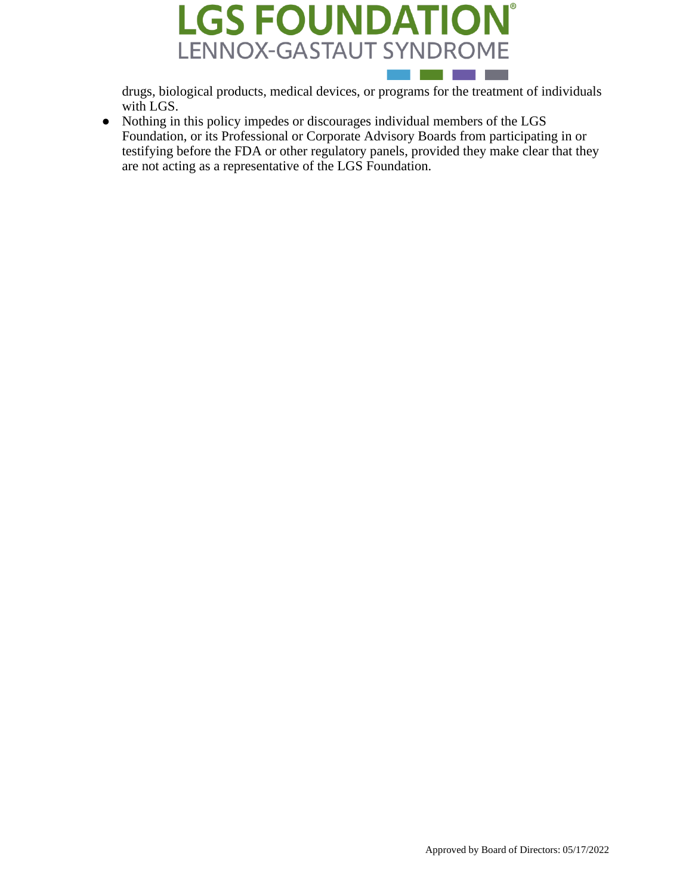drugs, biological products, medical devices, or programs for the treatment of individuals with LGS.

- Nothing in this policy impedes or discourages individual members of the LGS Foundation, or its Professional or Corporate Advisory Boards from participating in or testifying before the FDA or other regulatory panels, provided they make clear that they are not acting as a representative of the LGS Foundation.

Approved by Board of Directors: 05/17/2022